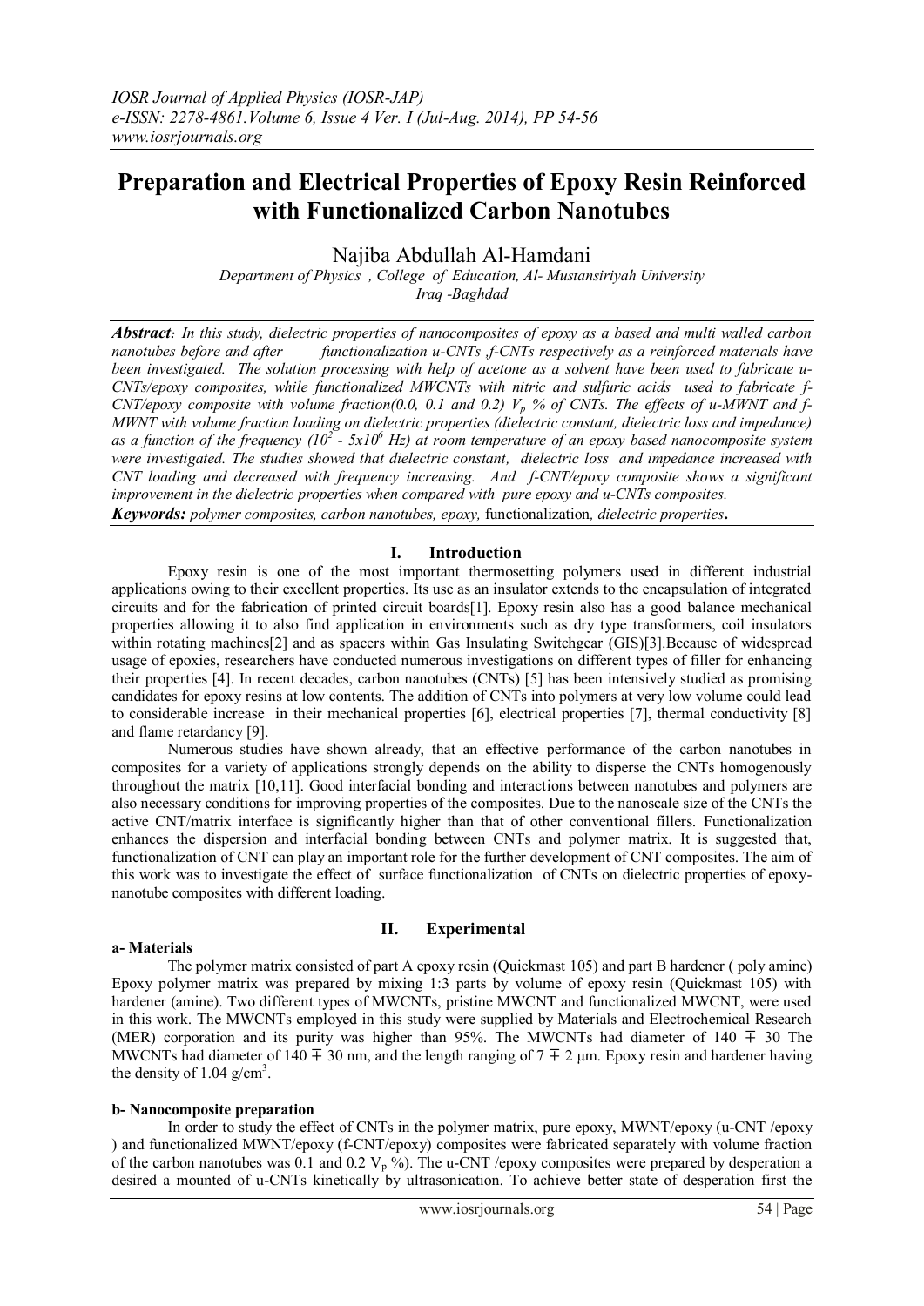# Preparation and Electrical Properties of Epoxy Resin Reinforced with Functionalized Carbon Nanotubes

Najiba Abdullah Al-Hamdani

*Department of Physics , College of Education, Al- Mustansiriyah University*
*Iraq -Baghdad*

***Abstract:*** *In this study, dielectric properties of nanocomposites of epoxy as a based and multi walled carbon nanotubes before and after functionalization u-CNTs ,f-CNTs respectively as a reinforced materials have been investigated. The solution processing with help of acetone as a solvent have been used to fabricate u-CNTs/epoxy composites, while functionalized MWCNTs with nitric and sulfuric acids used to fabricate f-CNT/epoxy composite with volume fraction(0.0, 0.1 and 0.2) $V_p$ % of CNTs. The effects of u-MWNT and f-MWNT with volume fraction loading on dielectric properties (dielectric constant, dielectric loss and impedance) as a function of the frequency ($10^2$ - $5x10^6$ Hz) at room temperature of an epoxy based nanocomposite system were investigated. The studies showed that dielectric constant, dielectric loss and impedance increased with CNT loading and decreased with frequency increasing. And f-CNT/epoxy composite shows a significant improvement in the dielectric properties when compared with pure epoxy and u-CNTs composites.*

***Keywords:*** *polymer composites, carbon nanotubes, epoxy,* functionalization*, dielectric properties***.**

## I. Introduction

Epoxy resin is one of the most important thermosetting polymers used in different industrial applications owing to their excellent properties. Its use as an insulator extends to the encapsulation of integrated circuits and for the fabrication of printed circuit boards[1]. Epoxy resin also has a good balance mechanical properties allowing it to also find application in environments such as dry type transformers, coil insulators within rotating machines[2] and as spacers within Gas Insulating Switchgear (GIS)[3].Because of widespread usage of epoxies, researchers have conducted numerous investigations on different types of filler for enhancing their properties [4]. In recent decades, carbon nanotubes (CNTs) [5] has been intensively studied as promising candidates for epoxy resins at low contents. The addition of CNTs into polymers at very low volume could lead to considerable increase in their mechanical properties [6], electrical properties [7], thermal conductivity [8] and flame retardancy [9].

Numerous studies have shown already, that an effective performance of the carbon nanotubes in composites for a variety of applications strongly depends on the ability to disperse the CNTs homogenously throughout the matrix [10,11]. Good interfacial bonding and interactions between nanotubes and polymers are also necessary conditions for improving properties of the composites. Due to the nanoscale size of the CNTs the active CNT/matrix interface is significantly higher than that of other conventional fillers. Functionalization enhances the dispersion and interfacial bonding between CNTs and polymer matrix. It is suggested that, functionalization of CNT can play an important role for the further development of CNT composites. The aim of this work was to investigate the effect of surface functionalization of CNTs on dielectric properties of epoxy-nanotube composites with different loading.

## II. Experimental

**a- Materials**

The polymer matrix consisted of part A epoxy resin (Quickmast 105) and part B hardener ( poly amine) Epoxy polymer matrix was prepared by mixing 1:3 parts by volume of epoxy resin (Quickmast 105) with hardener (amine). Two different types of MWCNTs, pristine MWCNT and functionalized MWCNT, were used in this work. The MWCNTs employed in this study were supplied by Materials and Electrochemical Research (MER) corporation and its purity was higher than 95%. The MWCNTs had diameter of 140 ∓ 30 The MWCNTs had diameter of 140 ∓ 30 nm, and the length ranging of 7 ∓ 2 μm. Epoxy resin and hardener having the density of 1.04 $g/cm^3$.

**b- Nanocomposite preparation**

In order to study the effect of CNTs in the polymer matrix, pure epoxy, MWNT/epoxy (u-CNT /epoxy ) and functionalized MWNT/epoxy (f-CNT/epoxy) composites were fabricated separately with volume fraction of the carbon nanotubes was 0.1 and 0.2 $V_p$ %). The u-CNT /epoxy composites were prepared by desperation a desired a mounted of u-CNTs kinetically by ultrasonication. To achieve better state of desperation first the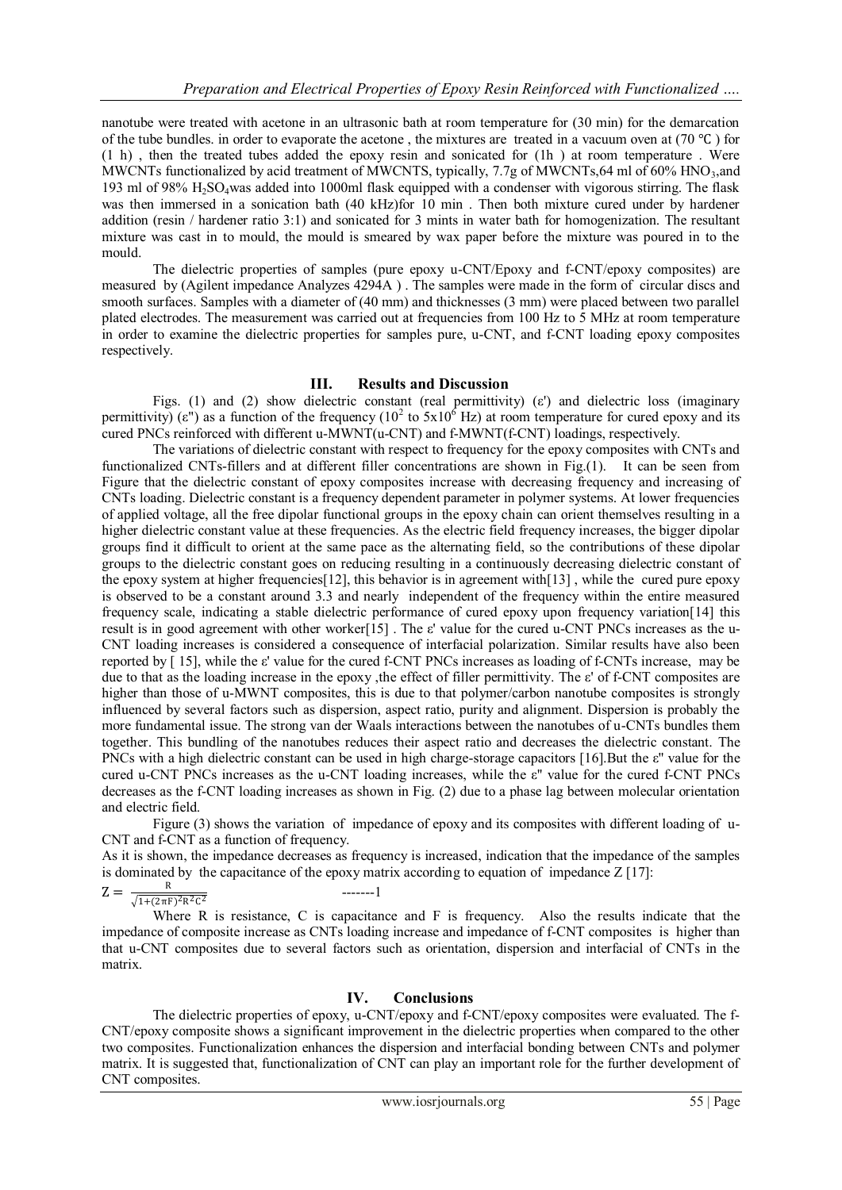nanotube were treated with acetone in an ultrasonic bath at room temperature for (30 min) for the demarcation of the tube bundles. in order to evaporate the acetone , the mixtures are treated in a vacuum oven at (70 ℃ ) for (1 h) , then the treated tubes added the epoxy resin and sonicated for (1h ) at room temperature . Were MWCNTs functionalized by acid treatment of MWCNTS, typically, 7.7g of MWCNTs,64 ml of 60% $HNO_3$,and 193 ml of 98% $H_2SO_4$was added into 1000ml flask equipped with a condenser with vigorous stirring. The flask was then immersed in a sonication bath (40 kHz)for 10 min . Then both mixture cured under by hardener addition (resin / hardener ratio 3:1) and sonicated for 3 mints in water bath for homogenization. The resultant mixture was cast in to mould, the mould is smeared by wax paper before the mixture was poured in to the mould.

The dielectric properties of samples (pure epoxy u-CNT/Epoxy and f-CNT/epoxy composites) are measured by (Agilent impedance Analyzes 4294A ) . The samples were made in the form of circular discs and smooth surfaces. Samples with a diameter of (40 mm) and thicknesses (3 mm) were placed between two parallel plated electrodes. The measurement was carried out at frequencies from 100 Hz to 5 MHz at room temperature in order to examine the dielectric properties for samples pure, u-CNT, and f-CNT loading epoxy composites respectively.

## III. Results and Discussion

Figs. (1) and (2) show dielectric constant (real permittivity) (ε') and dielectric loss (imaginary permittivity) (ε") as a function of the frequency ($10^2$ to $5x10^6$ Hz) at room temperature for cured epoxy and its cured PNCs reinforced with different u-MWNT(u-CNT) and f-MWNT(f-CNT) loadings, respectively.

The variations of dielectric constant with respect to frequency for the epoxy composites with CNTs and functionalized CNTs-fillers and at different filler concentrations are shown in Fig.(1). It can be seen from Figure that the dielectric constant of epoxy composites increase with decreasing frequency and increasing of CNTs loading. Dielectric constant is a frequency dependent parameter in polymer systems. At lower frequencies of applied voltage, all the free dipolar functional groups in the epoxy chain can orient themselves resulting in a higher dielectric constant value at these frequencies. As the electric field frequency increases, the bigger dipolar groups find it difficult to orient at the same pace as the alternating field, so the contributions of these dipolar groups to the dielectric constant goes on reducing resulting in a continuously decreasing dielectric constant of the epoxy system at higher frequencies[12], this behavior is in agreement with[13] , while the cured pure epoxy is observed to be a constant around 3.3 and nearly independent of the frequency within the entire measured frequency scale, indicating a stable dielectric performance of cured epoxy upon frequency variation[14] this result is in good agreement with other worker[15] . The ε' value for the cured u-CNT PNCs increases as the u-CNT loading increases is considered a consequence of interfacial polarization. Similar results have also been reported by [ 15], while the ε' value for the cured f-CNT PNCs increases as loading of f-CNTs increase, may be due to that as the loading increase in the epoxy ,the effect of filler permittivity. The ε' of f-CNT composites are higher than those of u-MWNT composites, this is due to that polymer/carbon nanotube composites is strongly influenced by several factors such as dispersion, aspect ratio, purity and alignment. Dispersion is probably the more fundamental issue. The strong van der Waals interactions between the nanotubes of u-CNTs bundles them together. This bundling of the nanotubes reduces their aspect ratio and decreases the dielectric constant. The PNCs with a high dielectric constant can be used in high charge-storage capacitors [16].But the ε" value for the cured u-CNT PNCs increases as the u-CNT loading increases, while the ε" value for the cured f-CNT PNCs decreases as the f-CNT loading increases as shown in Fig. (2) due to a phase lag between molecular orientation and electric field.

Figure (3) shows the variation of impedance of epoxy and its composites with different loading of u-CNT and f-CNT as a function of frequency.

As it is shown, the impedance decreases as frequency is increased, indication that the impedance of the samples is dominated by the capacitance of the epoxy matrix according to equation of impedance Z [17]:

$$Z = \frac{R}{\sqrt{1+(2\pi F)^2 R^2 C^2}} \qquad \text{-------1}$$

Where R is resistance, C is capacitance and F is frequency. Also the results indicate that the impedance of composite increase as CNTs loading increase and impedance of f-CNT composites is higher than that u-CNT composites due to several factors such as orientation, dispersion and interfacial of CNTs in the matrix.

## IV. Conclusions

The dielectric properties of epoxy, u-CNT/epoxy and f-CNT/epoxy composites were evaluated. The f-CNT/epoxy composite shows a significant improvement in the dielectric properties when compared to the other two composites. Functionalization enhances the dispersion and interfacial bonding between CNTs and polymer matrix. It is suggested that, functionalization of CNT can play an important role for the further development of CNT composites.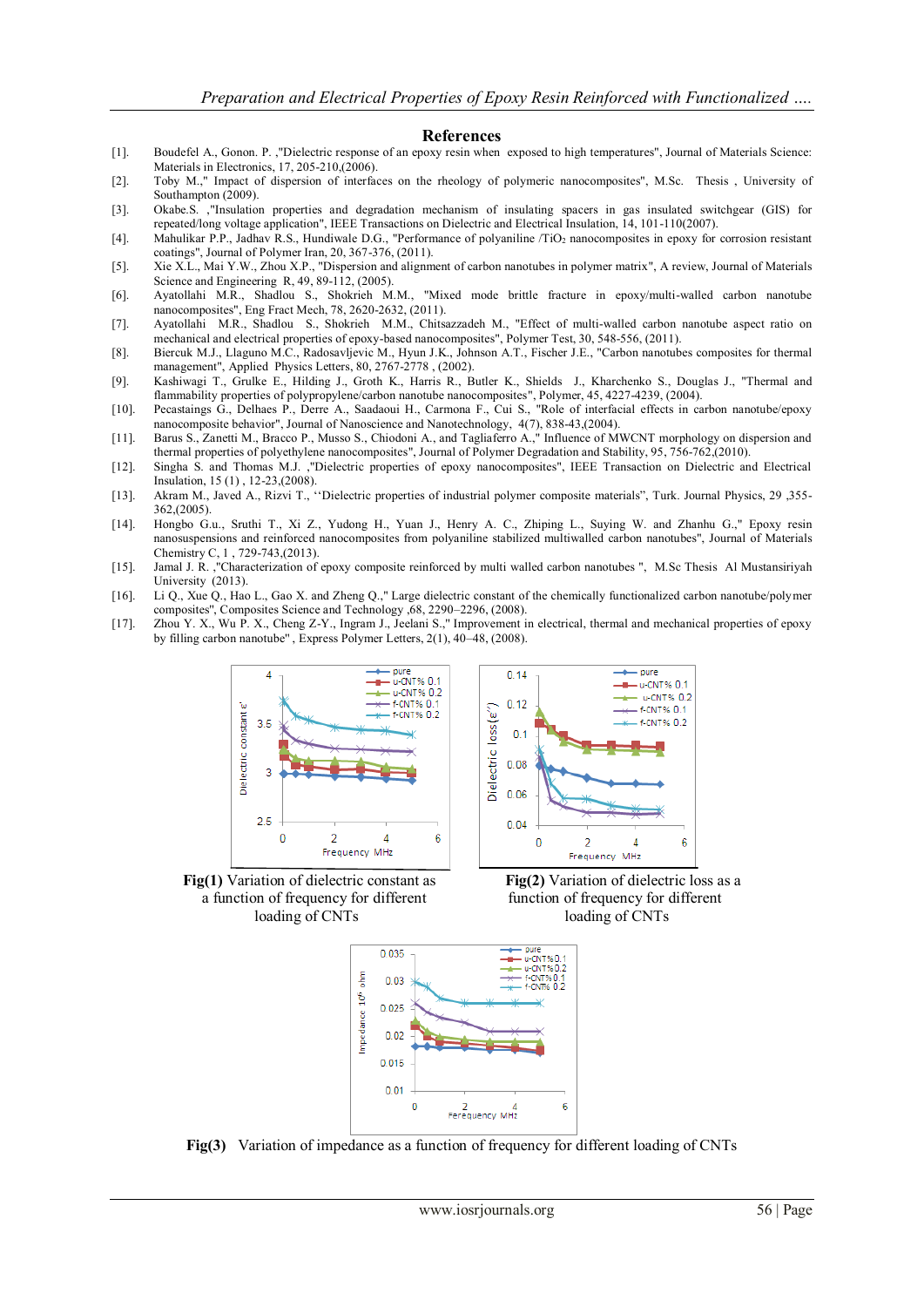## References

[1]. Boudefel A., Gonon. P. ,"Dielectric response of an epoxy resin when exposed to high temperatures", Journal of Materials Science: Materials in Electronics, 17, 205-210,(2006).

[2]. Toby M.," Impact of dispersion of interfaces on the rheology of polymeric nanocomposites", M.Sc. Thesis , University of Southampton (2009).

[3]. Okabe.S. ,"Insulation properties and degradation mechanism of insulating spacers in gas insulated switchgear (GIS) for repeated/long voltage application", IEEE Transactions on Dielectric and Electrical Insulation, 14, 101-110(2007).

[4]. Mahulikar P.P., Jadhav R.S., Hundiwale D.G., "Performance of polyaniline /$TiO_2$ nanocomposites in epoxy for corrosion resistant coatings", Journal of Polymer Iran, 20, 367-376, (2011).

[5]. Xie X.L., Mai Y.W., Zhou X.P., "Dispersion and alignment of carbon nanotubes in polymer matrix", A review, Journal of Materials Science and Engineering R, 49, 89-112, (2005).

[6]. Ayatollahi M.R., Shadlou S., Shokrieh M.M., "Mixed mode brittle fracture in epoxy/multi-walled carbon nanotube nanocomposites", Eng Fract Mech, 78, 2620-2632, (2011).

[7]. Ayatollahi M.R., Shadlou S., Shokrieh M.M., Chitsazzadeh M., "Effect of multi-walled carbon nanotube aspect ratio on mechanical and electrical properties of epoxy-based nanocomposites", Polymer Test, 30, 548-556, (2011).

[8]. Biercuk M.J., Llaguno M.C., Radosavljevic M., Hyun J.K., Johnson A.T., Fischer J.E., "Carbon nanotubes composites for thermal management", Applied Physics Letters, 80, 2767-2778 , (2002).

[9]. Kashiwagi T., Grulke E., Hilding J., Groth K., Harris R., Butler K., Shields J., Kharchenko S., Douglas J., "Thermal and flammability properties of polypropylene/carbon nanotube nanocomposites", Polymer, 45, 4227-4239, (2004).

[10]. Pecastaings G., Delhaes P., Derre A., Saadaoui H., Carmona F., Cui S., "Role of interfacial effects in carbon nanotube/epoxy nanocomposite behavior", Journal of Nanoscience and Nanotechnology, 4(7), 838-43,(2004).

[11]. Barus S., Zanetti M., Bracco P., Musso S., Chiodoni A., and Tagliaferro A.," Influence of MWCNT morphology on dispersion and thermal properties of polyethylene nanocomposites", Journal of Polymer Degradation and Stability, 95, 756-762,(2010).

[12]. Singha S. and Thomas M.J. ,"Dielectric properties of epoxy nanocomposites", IEEE Transaction on Dielectric and Electrical Insulation, 15 (1) , 12-23,(2008).

[13]. Akram M., Javed A., Rizvi T., ''Dielectric properties of industrial polymer composite materials", Turk. Journal Physics, 29 ,355-362,(2005).

[14]. Hongbo G.u., Sruthi T., Xi Z., Yudong H., Yuan J., Henry A. C., Zhiping L., Suying W. and Zhanhu G.," Epoxy resin nanosuspensions and reinforced nanocomposites from polyaniline stabilized multiwalled carbon nanotubes", Journal of Materials Chemistry C, 1 , 729-743,(2013).

[15]. Jamal J. R. ,"Characterization of epoxy composite reinforced by multi walled carbon nanotubes ", M.Sc Thesis Al Mustansiriyah University (2013).

[16]. Li Q., Xue Q., Hao L., Gao X. and Zheng Q.," Large dielectric constant of the chemically functionalized carbon nanotube/polymer composites", Composites Science and Technology ,68, 2290–2296, (2008).

[17]. Zhou Y. X., Wu P. X., Cheng Z-Y., Ingram J., Jeelani S.," Improvement in electrical, thermal and mechanical properties of epoxy by filling carbon nanotube" , Express Polymer Letters, 2(1), 40–48, (2008).

Dielectric constant ε'
4
3.5
3
2.5
0
2
4
6
Frequency MHz
pure
u-CNT% 0.1
u-CNT% 0.2
f-CNT% 0.1
f-CNT% 0.2

**Fig(1)** Variation of dielectric constant as a function of frequency for different loading of CNTs

Dielectric loss(ε'')
0.14
0.12
0.1
0.08
0.06
0.04
0
2
4
6
Frequency MHz
pure
u-CNT% 0.1
u-CNT% 0.2
f-CNT% 0.1
f-CNT% 0.2

**Fig(2)** Variation of dielectric loss as a function of frequency for different loading of CNTs

Impedance 10^6 ohm
0.035
0.03
0.025
0.02
0.015
0.01
0
2
4
6
Ferequency MHz
pure
u-CNT% 0.1
u-CNT% 0.2
f-CNT% 0.1
f-CNT% 0.2

**Fig(3)** Variation of impedance as a function of frequency for different loading of CNTs